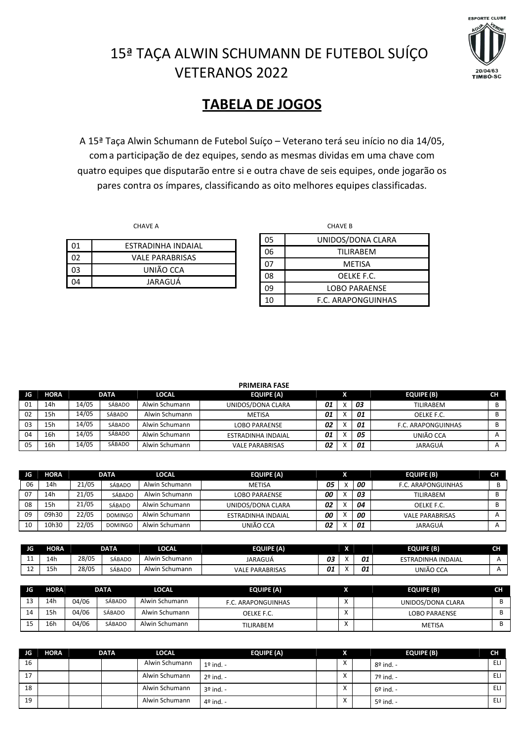# 15ª TAÇA ALWIN SCHUMANN DE FUTEBOL SUÍÇO VETERANOS 2022

ESPORTE CLUBE ÁGUA VERDE 20/04/63 TIMBÓ-SC

## TABELA DE JOGOS

A 15ª Taça Alwin Schumann de Futebol Suíço – Veterano terá seu início no dia 14/05, com a participação de dez equipes, sendo as mesmas dividas em uma chave com quatro equipes que disputarão entre si e outra chave de seis equipes, onde jogarão os pares contra os ímpares, classificando as oito melhores equipes classificadas.

CHAVE A

| | |
|---|---|
| 01 | ESTRADINHA INDAIAL |
| 02 | VALE PARABRISAS |
| 03 | UNIÃO CCA |
| 04 | JARAGUÁ |

CHAVE B

| | |
|---|---|
| 05 | UNIDOS/DONA CLARA |
| 06 | TILIRABEM |
| 07 | METISA |
| 08 | OELKE F.C. |
| 09 | LOBO PARAENSE |
| 10 | F.C. ARAPONGUINHAS |

**PRIMEIRA FASE**

| JG | HORA | DATA | | LOCAL | EQUIPE (A) | | X | | EQUIPE (B) | CH |
|---|---|---|---|---|---|---|---|---|---|---|
| 01 | 14h | 14/05 | SÁBADO | Alwin Schumann | UNIDOS/DONA CLARA | *01* | X | *03* | TILIRABEM | B |
| 02 | 15h | 14/05 | SÁBADO | Alwin Schumann | METISA | *01* | X | *01* | OELKE F.C. | B |
| 03 | 15h | 14/05 | SÁBADO | Alwin Schumann | LOBO PARAENSE | *02* | X | *01* | F.C. ARAPONGUINHAS | B |
| 04 | 16h | 14/05 | SÁBADO | Alwin Schumann | ESTRADINHA INDAIAL | *01* | X | *05* | UNIÃO CCA | A |
| 05 | 16h | 14/05 | SÁBADO | Alwin Schumann | VALE PARABRISAS | *02* | X | *01* | JARAGUÁ | A |

| JG | HORA | DATA | | LOCAL | EQUIPE (A) | | X | | EQUIPE (B) | CH |
|---|---|---|---|---|---|---|---|---|---|---|
| 06 | 14h | 21/05 | SÁBADO | Alwin Schumann | METISA | *05* | X | *00* | F.C. ARAPONGUINHAS | B |
| 07 | 14h | 21/05 | SÁBADO | Alwin Schumann | LOBO PARAENSE | *00* | X | *03* | TILIRABEM | B |
| 08 | 15h | 21/05 | SÁBADO | Alwin Schumann | UNIDOS/DONA CLARA | *02* | X | *04* | OELKE F.C. | B |
| 09 | 09h30 | 22/05 | DOMINGO | Alwin Schumann | ESTRADINHA INDAIAL | *00* | X | *00* | VALE PARABRISAS | A |
| 10 | 10h30 | 22/05 | DOMINGO | Alwin Schumann | UNIÃO CCA | *02* | X | *01* | JARAGUÁ | A |

| JG | HORA | DATA | | LOCAL | EQUIPE (A) | | X | | EQUIPE (B) | CH |
|---|---|---|---|---|---|---|---|---|---|---|
| 11 | 14h | 28/05 | SÁBADO | Alwin Schumann | JARAGUÁ | *03* | X | *01* | ESTRADINHA INDAIAL | A |
| 12 | 15h | 28/05 | SÁBADO | Alwin Schumann | VALE PARABRISAS | *01* | X | *01* | UNIÃO CCA | A |

| JG | HORA | DATA | | LOCAL | EQUIPE (A) | | X | | EQUIPE (B) | CH |
|---|---|---|---|---|---|---|---|---|---|---|
| 13 | 14h | 04/06 | SÁBADO | Alwin Schumann | F.C. ARAPONGUINHAS | | X | | UNIDOS/DONA CLARA | B |
| 14 | 15h | 04/06 | SÁBADO | Alwin Schumann | OELKE F.C. | | X | | LOBO PARAENSE | B |
| 15 | 16h | 04/06 | SÁBADO | Alwin Schumann | TILIRABEM | | X | | METISA | B |

| JG | HORA | DATA | | LOCAL | EQUIPE (A) | | X | | EQUIPE (B) | CH |
|---|---|---|---|---|---|---|---|---|---|---|
| 16 | | | | Alwin Schumann | 1º ind. - | | X | | 8º ind. - | ELI |
| 17 | | | | Alwin Schumann | 2º ind. - | | X | | 7º ind. - | ELI |
| 18 | | | | Alwin Schumann | 3º ind. - | | X | | 6º ind. - | ELI |
| 19 | | | | Alwin Schumann | 4º ind. - | | X | | 5º ind. - | ELI |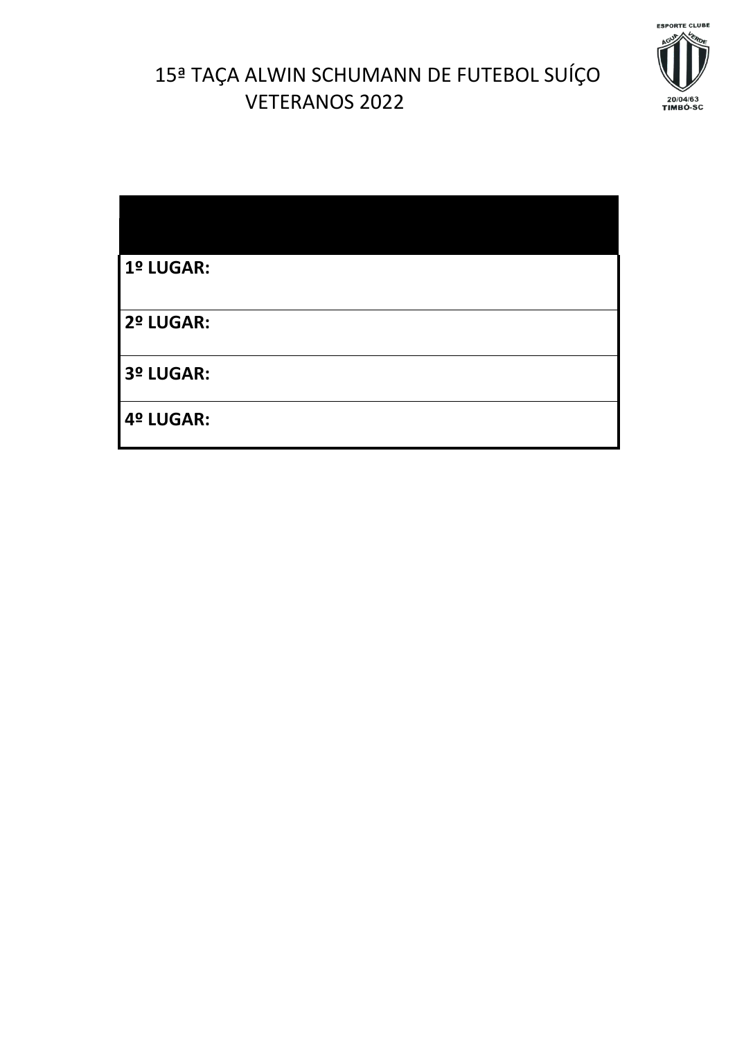# 15ª TAÇA ALWIN SCHUMANN DE FUTEBOL SUÍÇO
## VETERANOS 2022

| |
|---|
| **1º LUGAR:** |
| **2º LUGAR:** |
| **3º LUGAR:** |
| **4º LUGAR:** |